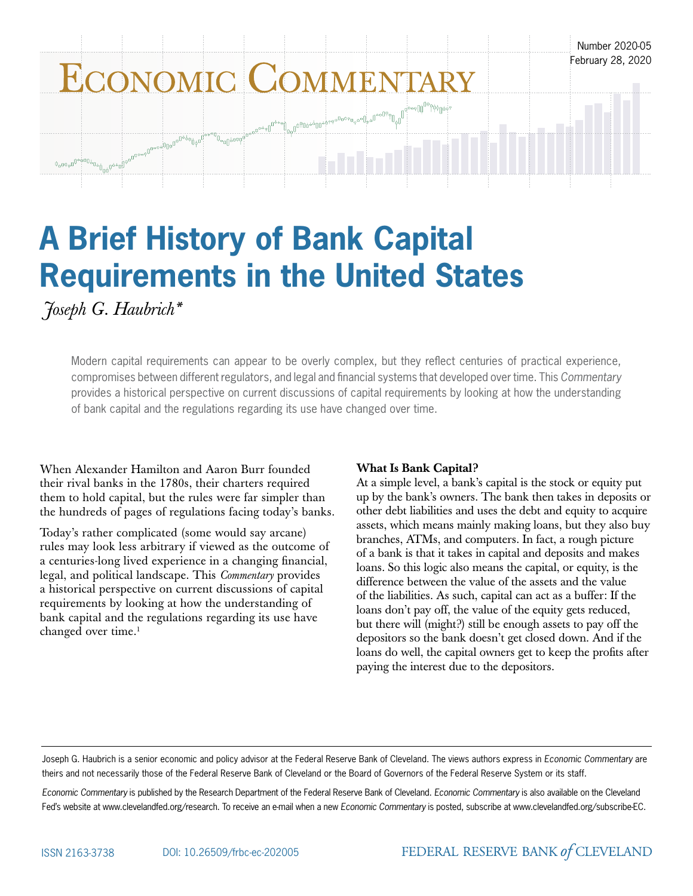Economic Commentary

Number 2020-05
February 28, 2020

# A Brief History of Bank Capital Requirements in the United States

*Joseph G. Haubrich**

Modern capital requirements can appear to be overly complex, but they reflect centuries of practical experience, compromises between different regulators, and legal and financial systems that developed over time. This *Commentary* provides a historical perspective on current discussions of capital requirements by looking at how the understanding of bank capital and the regulations regarding its use have changed over time.

When Alexander Hamilton and Aaron Burr founded their rival banks in the 1780s, their charters required them to hold capital, but the rules were far simpler than the hundreds of pages of regulations facing today's banks.

Today's rather complicated (some would say arcane) rules may look less arbitrary if viewed as the outcome of a centuries-long lived experience in a changing financial, legal, and political landscape. This *Commentary* provides a historical perspective on current discussions of capital requirements by looking at how the understanding of bank capital and the regulations regarding its use have changed over time.[1]

**What Is Bank Capital?**

At a simple level, a bank's capital is the stock or equity put up by the bank's owners. The bank then takes in deposits or other debt liabilities and uses the debt and equity to acquire assets, which means mainly making loans, but they also buy branches, ATMs, and computers. In fact, a rough picture of a bank is that it takes in capital and deposits and makes loans. So this logic also means the capital, or equity, is the difference between the value of the assets and the value of the liabilities. As such, capital can act as a buffer: If the loans don't pay off, the value of the equity gets reduced, but there will (might?) still be enough assets to pay off the depositors so the bank doesn't get closed down. And if the loans do well, the capital owners get to keep the profits after paying the interest due to the depositors.

---

Joseph G. Haubrich is a senior economic and policy advisor at the Federal Reserve Bank of Cleveland. The views authors express in *Economic Commentary* are theirs and not necessarily those of the Federal Reserve Bank of Cleveland or the Board of Governors of the Federal Reserve System or its staff.

*Economic Commentary* is published by the Research Department of the Federal Reserve Bank of Cleveland. *Economic Commentary* is also available on the Cleveland Fed's website at www.clevelandfed.org/research. To receive an e-mail when a new *Economic Commentary* is posted, subscribe at www.clevelandfed.org/subscribe-EC.

ISSN 2163-3738 DOI: 10.26509/frbc-ec-202005 FEDERAL RESERVE BANK *of* CLEVELAND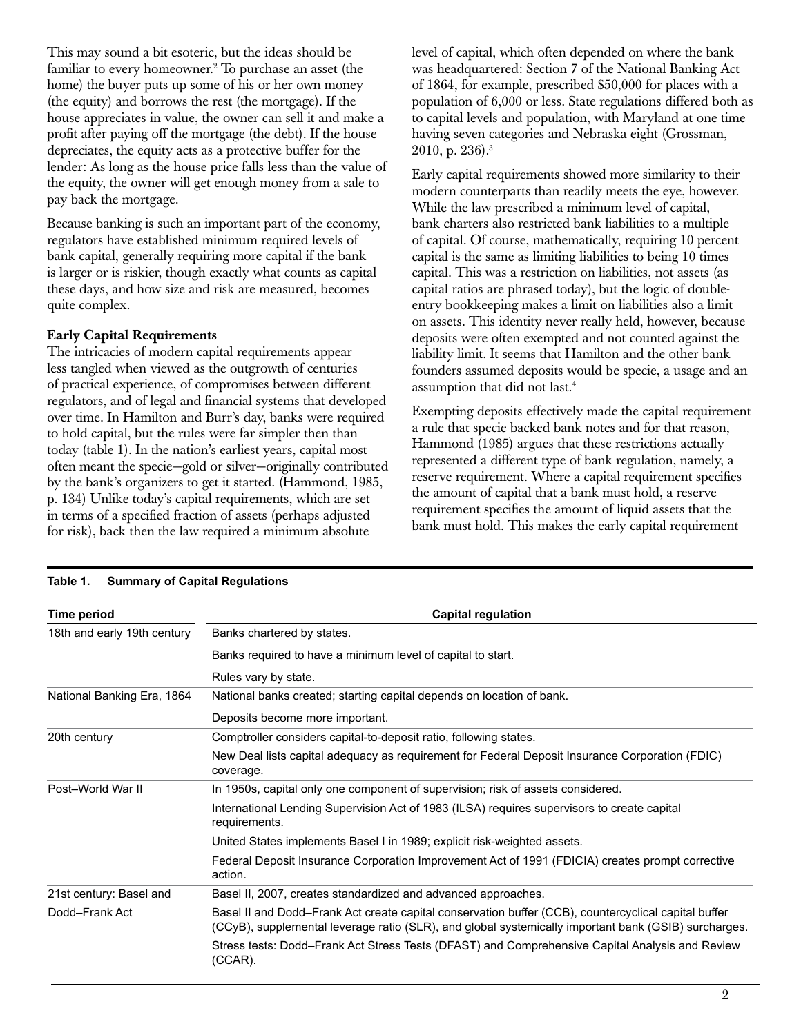This may sound a bit esoteric, but the ideas should be familiar to every homeowner.[2] To purchase an asset (the home) the buyer puts up some of his or her own money (the equity) and borrows the rest (the mortgage). If the house appreciates in value, the owner can sell it and make a profit after paying off the mortgage (the debt). If the house depreciates, the equity acts as a protective buffer for the lender: As long as the house price falls less than the value of the equity, the owner will get enough money from a sale to pay back the mortgage.

Because banking is such an important part of the economy, regulators have established minimum required levels of bank capital, generally requiring more capital if the bank is larger or is riskier, though exactly what counts as capital these days, and how size and risk are measured, becomes quite complex.

**Early Capital Requirements**

The intricacies of modern capital requirements appear less tangled when viewed as the outgrowth of centuries of practical experience, of compromises between different regulators, and of legal and financial systems that developed over time. In Hamilton and Burr's day, banks were required to hold capital, but the rules were far simpler then than today (table 1). In the nation's earliest years, capital most often meant the specie—gold or silver—originally contributed by the bank's organizers to get it started. (Hammond, 1985, p. 134) Unlike today's capital requirements, which are set in terms of a specified fraction of assets (perhaps adjusted for risk), back then the law required a minimum absolute level of capital, which often depended on where the bank was headquartered: Section 7 of the National Banking Act of 1864, for example, prescribed $50,000 for places with a population of 6,000 or less. State regulations differed both as to capital levels and population, with Maryland at one time having seven categories and Nebraska eight (Grossman, 2010, p. 236).[3]

Early capital requirements showed more similarity to their modern counterparts than readily meets the eye, however. While the law prescribed a minimum level of capital, bank charters also restricted bank liabilities to a multiple of capital. Of course, mathematically, requiring 10 percent capital is the same as limiting liabilities to being 10 times capital. This was a restriction on liabilities, not assets (as capital ratios are phrased today), but the logic of double-entry bookkeeping makes a limit on liabilities also a limit on assets. This identity never really held, however, because deposits were often exempted and not counted against the liability limit. It seems that Hamilton and the other bank founders assumed deposits would be specie, a usage and an assumption that did not last.[4]

Exempting deposits effectively made the capital requirement a rule that specie backed bank notes and for that reason, Hammond (1985) argues that these restrictions actually represented a different type of bank regulation, namely, a reserve requirement. Where a capital requirement specifies the amount of capital that a bank must hold, a reserve requirement specifies the amount of liquid assets that the bank must hold. This makes the early capital requirement

**Table 1. Summary of Capital Regulations**

| Time period | Capital regulation |
|---|---|
| 18th and early 19th century | Banks chartered by states. |
| | Banks required to have a minimum level of capital to start. |
| | Rules vary by state. |
| National Banking Era, 1864 | National banks created; starting capital depends on location of bank. |
| | Deposits become more important. |
| 20th century | Comptroller considers capital-to-deposit ratio, following states. |
| | New Deal lists capital adequacy as requirement for Federal Deposit Insurance Corporation (FDIC) coverage. |
| Post–World War II | In 1950s, capital only one component of supervision; risk of assets considered. |
| | International Lending Supervision Act of 1983 (ILSA) requires supervisors to create capital requirements. |
| | United States implements Basel I in 1989; explicit risk-weighted assets. |
| | Federal Deposit Insurance Corporation Improvement Act of 1991 (FDICIA) creates prompt corrective action. |
| 21st century: Basel and Dodd–Frank Act | Basel II, 2007, creates standardized and advanced approaches. |
| | Basel II and Dodd–Frank Act create capital conservation buffer (CCB), countercyclical capital buffer (CCyB), supplemental leverage ratio (SLR), and global systemically important bank (GSIB) surcharges. |
| | Stress tests: Dodd–Frank Act Stress Tests (DFAST) and Comprehensive Capital Analysis and Review (CCAR). |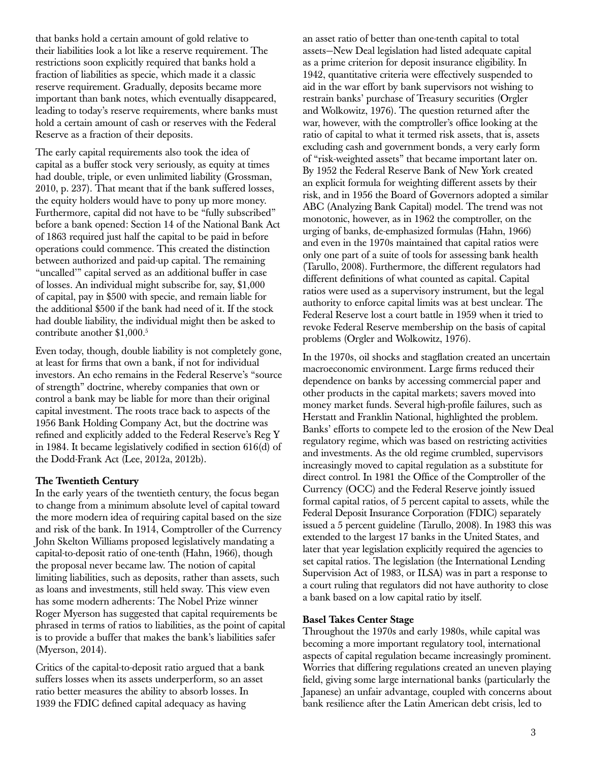that banks hold a certain amount of gold relative to their liabilities look a lot like a reserve requirement. The restrictions soon explicitly required that banks hold a fraction of liabilities as specie, which made it a classic reserve requirement. Gradually, deposits became more important than bank notes, which eventually disappeared, leading to today's reserve requirements, where banks must hold a certain amount of cash or reserves with the Federal Reserve as a fraction of their deposits.

The early capital requirements also took the idea of capital as a buffer stock very seriously, as equity at times had double, triple, or even unlimited liability (Grossman, 2010, p. 237). That meant that if the bank suffered losses, the equity holders would have to pony up more money. Furthermore, capital did not have to be "fully subscribed" before a bank opened: Section 14 of the National Bank Act of 1863 required just half the capital to be paid in before operations could commence. This created the distinction between authorized and paid-up capital. The remaining "uncalled" capital served as an additional buffer in case of losses. An individual might subscribe for, say, $1,000 of capital, pay in $500 with specie, and remain liable for the additional $500 if the bank had need of it. If the stock had double liability, the individual might then be asked to contribute another $1,000.[5]

Even today, though, double liability is not completely gone, at least for firms that own a bank, if not for individual investors. An echo remains in the Federal Reserve's "source of strength" doctrine, whereby companies that own or control a bank may be liable for more than their original capital investment. The roots trace back to aspects of the 1956 Bank Holding Company Act, but the doctrine was refined and explicitly added to the Federal Reserve's Reg Y in 1984. It became legislatively codified in section 616(d) of the Dodd-Frank Act (Lee, 2012a, 2012b).

### The Twentieth Century

In the early years of the twentieth century, the focus began to change from a minimum absolute level of capital toward the more modern idea of requiring capital based on the size and risk of the bank. In 1914, Comptroller of the Currency John Skelton Williams proposed legislatively mandating a capital-to-deposit ratio of one-tenth (Hahn, 1966), though the proposal never became law. The notion of capital limiting liabilities, such as deposits, rather than assets, such as loans and investments, still held sway. This view even has some modern adherents: The Nobel Prize winner Roger Myerson has suggested that capital requirements be phrased in terms of ratios to liabilities, as the point of capital is to provide a buffer that makes the bank's liabilities safer (Myerson, 2014).

Critics of the capital-to-deposit ratio argued that a bank suffers losses when its assets underperform, so an asset ratio better measures the ability to absorb losses. In 1939 the FDIC defined capital adequacy as having an asset ratio of better than one-tenth capital to total assets—New Deal legislation had listed adequate capital as a prime criterion for deposit insurance eligibility. In 1942, quantitative criteria were effectively suspended to aid in the war effort by bank supervisors not wishing to restrain banks' purchase of Treasury securities (Orgler and Wolkowitz, 1976). The question returned after the war, however, with the comptroller's office looking at the ratio of capital to what it termed risk assets, that is, assets excluding cash and government bonds, a very early form of "risk-weighted assets" that became important later on. By 1952 the Federal Reserve Bank of New York created an explicit formula for weighting different assets by their risk, and in 1956 the Board of Governors adopted a similar ABC (Analyzing Bank Capital) model. The trend was not monotonic, however, as in 1962 the comptroller, on the urging of banks, de-emphasized formulas (Hahn, 1966) and even in the 1970s maintained that capital ratios were only one part of a suite of tools for assessing bank health (Tarullo, 2008). Furthermore, the different regulators had different definitions of what counted as capital. Capital ratios were used as a supervisory instrument, but the legal authority to enforce capital limits was at best unclear. The Federal Reserve lost a court battle in 1959 when it tried to revoke Federal Reserve membership on the basis of capital problems (Orgler and Wolkowitz, 1976).

In the 1970s, oil shocks and stagflation created an uncertain macroeconomic environment. Large firms reduced their dependence on banks by accessing commercial paper and other products in the capital markets; savers moved into money market funds. Several high-profile failures, such as Herstatt and Franklin National, highlighted the problem. Banks' efforts to compete led to the erosion of the New Deal regulatory regime, which was based on restricting activities and investments. As the old regime crumbled, supervisors increasingly moved to capital regulation as a substitute for direct control. In 1981 the Office of the Comptroller of the Currency (OCC) and the Federal Reserve jointly issued formal capital ratios, of 5 percent capital to assets, while the Federal Deposit Insurance Corporation (FDIC) separately issued a 5 percent guideline (Tarullo, 2008). In 1983 this was extended to the largest 17 banks in the United States, and later that year legislation explicitly required the agencies to set capital ratios. The legislation (the International Lending Supervision Act of 1983, or ILSA) was in part a response to a court ruling that regulators did not have authority to close a bank based on a low capital ratio by itself.

### Basel Takes Center Stage

Throughout the 1970s and early 1980s, while capital was becoming a more important regulatory tool, international aspects of capital regulation became increasingly prominent. Worries that differing regulations created an uneven playing field, giving some large international banks (particularly the Japanese) an unfair advantage, coupled with concerns about bank resilience after the Latin American debt crisis, led to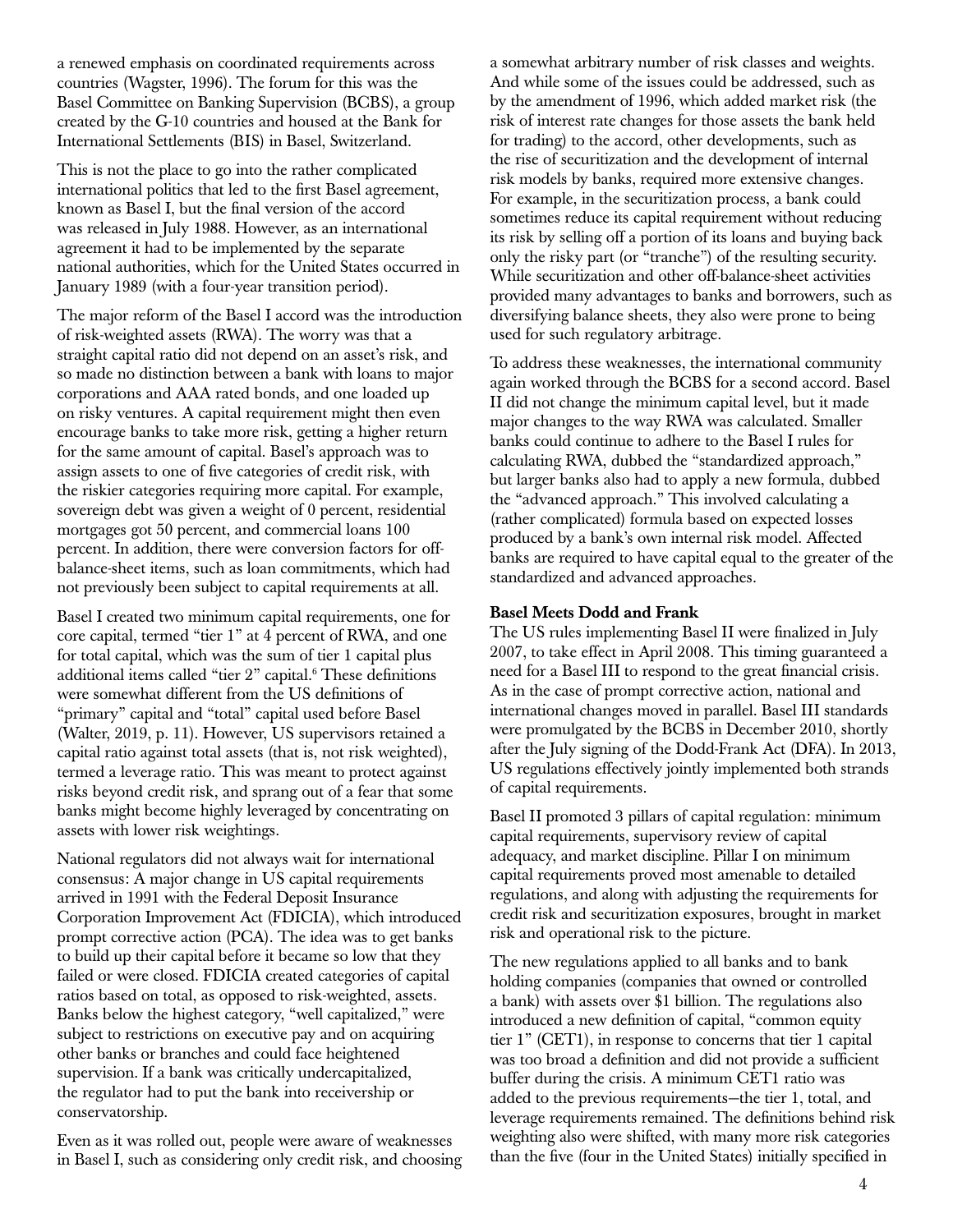a renewed emphasis on coordinated requirements across countries (Wagster, 1996). The forum for this was the Basel Committee on Banking Supervision (BCBS), a group created by the G-10 countries and housed at the Bank for International Settlements (BIS) in Basel, Switzerland.

This is not the place to go into the rather complicated international politics that led to the first Basel agreement, known as Basel I, but the final version of the accord was released in July 1988. However, as an international agreement it had to be implemented by the separate national authorities, which for the United States occurred in January 1989 (with a four-year transition period).

The major reform of the Basel I accord was the introduction of risk-weighted assets (RWA). The worry was that a straight capital ratio did not depend on an asset's risk, and so made no distinction between a bank with loans to major corporations and AAA rated bonds, and one loaded up on risky ventures. A capital requirement might then even encourage banks to take more risk, getting a higher return for the same amount of capital. Basel's approach was to assign assets to one of five categories of credit risk, with the riskier categories requiring more capital. For example, sovereign debt was given a weight of 0 percent, residential mortgages got 50 percent, and commercial loans 100 percent. In addition, there were conversion factors for off-balance-sheet items, such as loan commitments, which had not previously been subject to capital requirements at all.

Basel I created two minimum capital requirements, one for core capital, termed "tier 1" at 4 percent of RWA, and one for total capital, which was the sum of tier 1 capital plus additional items called "tier 2" capital.[6] These definitions were somewhat different from the US definitions of "primary" capital and "total" capital used before Basel (Walter, 2019, p. 11). However, US supervisors retained a capital ratio against total assets (that is, not risk weighted), termed a leverage ratio. This was meant to protect against risks beyond credit risk, and sprang out of a fear that some banks might become highly leveraged by concentrating on assets with lower risk weightings.

National regulators did not always wait for international consensus: A major change in US capital requirements arrived in 1991 with the Federal Deposit Insurance Corporation Improvement Act (FDICIA), which introduced prompt corrective action (PCA). The idea was to get banks to build up their capital before it became so low that they failed or were closed. FDICIA created categories of capital ratios based on total, as opposed to risk-weighted, assets. Banks below the highest category, "well capitalized," were subject to restrictions on executive pay and on acquiring other banks or branches and could face heightened supervision. If a bank was critically undercapitalized, the regulator had to put the bank into receivership or conservatorship.

Even as it was rolled out, people were aware of weaknesses in Basel I, such as considering only credit risk, and choosing a somewhat arbitrary number of risk classes and weights. And while some of the issues could be addressed, such as by the amendment of 1996, which added market risk (the risk of interest rate changes for those assets the bank held for trading) to the accord, other developments, such as the rise of securitization and the development of internal risk models by banks, required more extensive changes. For example, in the securitization process, a bank could sometimes reduce its capital requirement without reducing its risk by selling off a portion of its loans and buying back only the risky part (or "tranche") of the resulting security. While securitization and other off-balance-sheet activities provided many advantages to banks and borrowers, such as diversifying balance sheets, they also were prone to being used for such regulatory arbitrage.

To address these weaknesses, the international community again worked through the BCBS for a second accord. Basel II did not change the minimum capital level, but it made major changes to the way RWA was calculated. Smaller banks could continue to adhere to the Basel I rules for calculating RWA, dubbed the "standardized approach," but larger banks also had to apply a new formula, dubbed the "advanced approach." This involved calculating a (rather complicated) formula based on expected losses produced by a bank's own internal risk model. Affected banks are required to have capital equal to the greater of the standardized and advanced approaches.

**Basel Meets Dodd and Frank**

The US rules implementing Basel II were finalized in July 2007, to take effect in April 2008. This timing guaranteed a need for a Basel III to respond to the great financial crisis. As in the case of prompt corrective action, national and international changes moved in parallel. Basel III standards were promulgated by the BCBS in December 2010, shortly after the July signing of the Dodd-Frank Act (DFA). In 2013, US regulations effectively jointly implemented both strands of capital requirements.

Basel II promoted 3 pillars of capital regulation: minimum capital requirements, supervisory review of capital adequacy, and market discipline. Pillar I on minimum capital requirements proved most amenable to detailed regulations, and along with adjusting the requirements for credit risk and securitization exposures, brought in market risk and operational risk to the picture.

The new regulations applied to all banks and to bank holding companies (companies that owned or controlled a bank) with assets over $1 billion. The regulations also introduced a new definition of capital, "common equity tier 1" (CET1), in response to concerns that tier 1 capital was too broad a definition and did not provide a sufficient buffer during the crisis. A minimum CET1 ratio was added to the previous requirements—the tier 1, total, and leverage requirements remained. The definitions behind risk weighting also were shifted, with many more risk categories than the five (four in the United States) initially specified in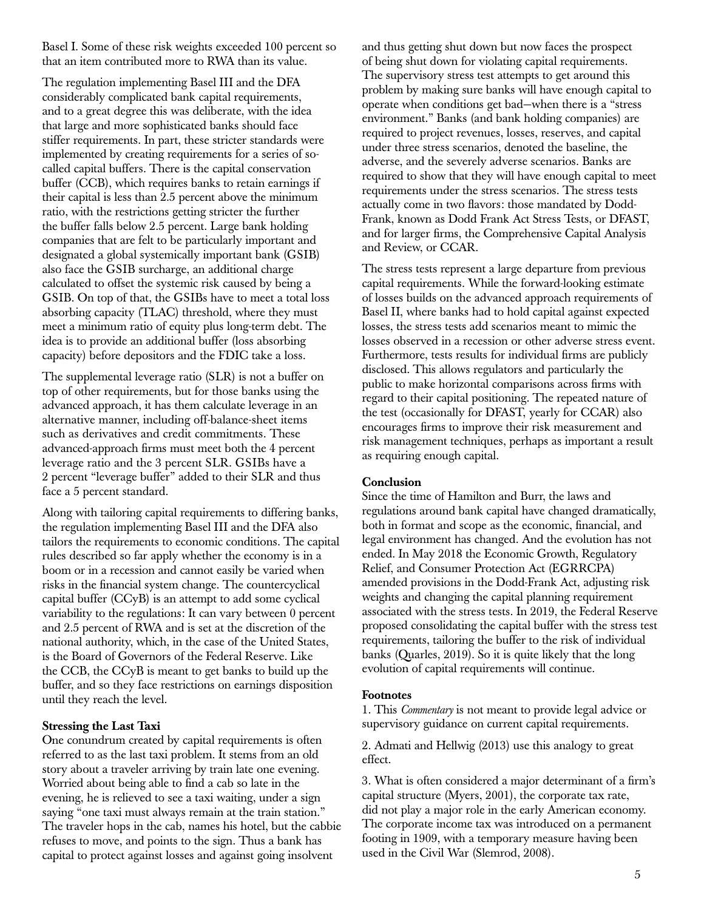Basel I. Some of these risk weights exceeded 100 percent so that an item contributed more to RWA than its value.

The regulation implementing Basel III and the DFA considerably complicated bank capital requirements, and to a great degree this was deliberate, with the idea that large and more sophisticated banks should face stiffer requirements. In part, these stricter standards were implemented by creating requirements for a series of so-called capital buffers. There is the capital conservation buffer (CCB), which requires banks to retain earnings if their capital is less than 2.5 percent above the minimum ratio, with the restrictions getting stricter the further the buffer falls below 2.5 percent. Large bank holding companies that are felt to be particularly important and designated a global systemically important bank (GSIB) also face the GSIB surcharge, an additional charge calculated to offset the systemic risk caused by being a GSIB. On top of that, the GSIBs have to meet a total loss absorbing capacity (TLAC) threshold, where they must meet a minimum ratio of equity plus long-term debt. The idea is to provide an additional buffer (loss absorbing capacity) before depositors and the FDIC take a loss.

The supplemental leverage ratio (SLR) is not a buffer on top of other requirements, but for those banks using the advanced approach, it has them calculate leverage in an alternative manner, including off-balance-sheet items such as derivatives and credit commitments. These advanced-approach firms must meet both the 4 percent leverage ratio and the 3 percent SLR. GSIBs have a 2 percent "leverage buffer" added to their SLR and thus face a 5 percent standard.

Along with tailoring capital requirements to differing banks, the regulation implementing Basel III and the DFA also tailors the requirements to economic conditions. The capital rules described so far apply whether the economy is in a boom or in a recession and cannot easily be varied when risks in the financial system change. The countercyclical capital buffer (CCyB) is an attempt to add some cyclical variability to the regulations: It can vary between 0 percent and 2.5 percent of RWA and is set at the discretion of the national authority, which, in the case of the United States, is the Board of Governors of the Federal Reserve. Like the CCB, the CCyB is meant to get banks to build up the buffer, and so they face restrictions on earnings disposition until they reach the level.

**Stressing the Last Taxi**

One conundrum created by capital requirements is often referred to as the last taxi problem. It stems from an old story about a traveler arriving by train late one evening. Worried about being able to find a cab so late in the evening, he is relieved to see a taxi waiting, under a sign saying "one taxi must always remain at the train station." The traveler hops in the cab, names his hotel, but the cabbie refuses to move, and points to the sign. Thus a bank has capital to protect against losses and against going insolvent and thus getting shut down but now faces the prospect of being shut down for violating capital requirements. The supervisory stress test attempts to get around this problem by making sure banks will have enough capital to operate when conditions get bad—when there is a "stress environment." Banks (and bank holding companies) are required to project revenues, losses, reserves, and capital under three stress scenarios, denoted the baseline, the adverse, and the severely adverse scenarios. Banks are required to show that they will have enough capital to meet requirements under the stress scenarios. The stress tests actually come in two flavors: those mandated by Dodd-Frank, known as Dodd Frank Act Stress Tests, or DFAST, and for larger firms, the Comprehensive Capital Analysis and Review, or CCAR.

The stress tests represent a large departure from previous capital requirements. While the forward-looking estimate of losses builds on the advanced approach requirements of Basel II, where banks had to hold capital against expected losses, the stress tests add scenarios meant to mimic the losses observed in a recession or other adverse stress event. Furthermore, tests results for individual firms are publicly disclosed. This allows regulators and particularly the public to make horizontal comparisons across firms with regard to their capital positioning. The repeated nature of the test (occasionally for DFAST, yearly for CCAR) also encourages firms to improve their risk measurement and risk management techniques, perhaps as important a result as requiring enough capital.

**Conclusion**

Since the time of Hamilton and Burr, the laws and regulations around bank capital have changed dramatically, both in format and scope as the economic, financial, and legal environment has changed. And the evolution has not ended. In May 2018 the Economic Growth, Regulatory Relief, and Consumer Protection Act (EGRRCPA) amended provisions in the Dodd-Frank Act, adjusting risk weights and changing the capital planning requirement associated with the stress tests. In 2019, the Federal Reserve proposed consolidating the capital buffer with the stress test requirements, tailoring the buffer to the risk of individual banks (Quarles, 2019). So it is quite likely that the long evolution of capital requirements will continue.

**Footnotes**

1. This *Commentary* is not meant to provide legal advice or supervisory guidance on current capital requirements.

2. Admati and Hellwig (2013) use this analogy to great effect.

3. What is often considered a major determinant of a firm's capital structure (Myers, 2001), the corporate tax rate, did not play a major role in the early American economy. The corporate income tax was introduced on a permanent footing in 1909, with a temporary measure having been used in the Civil War (Slemrod, 2008).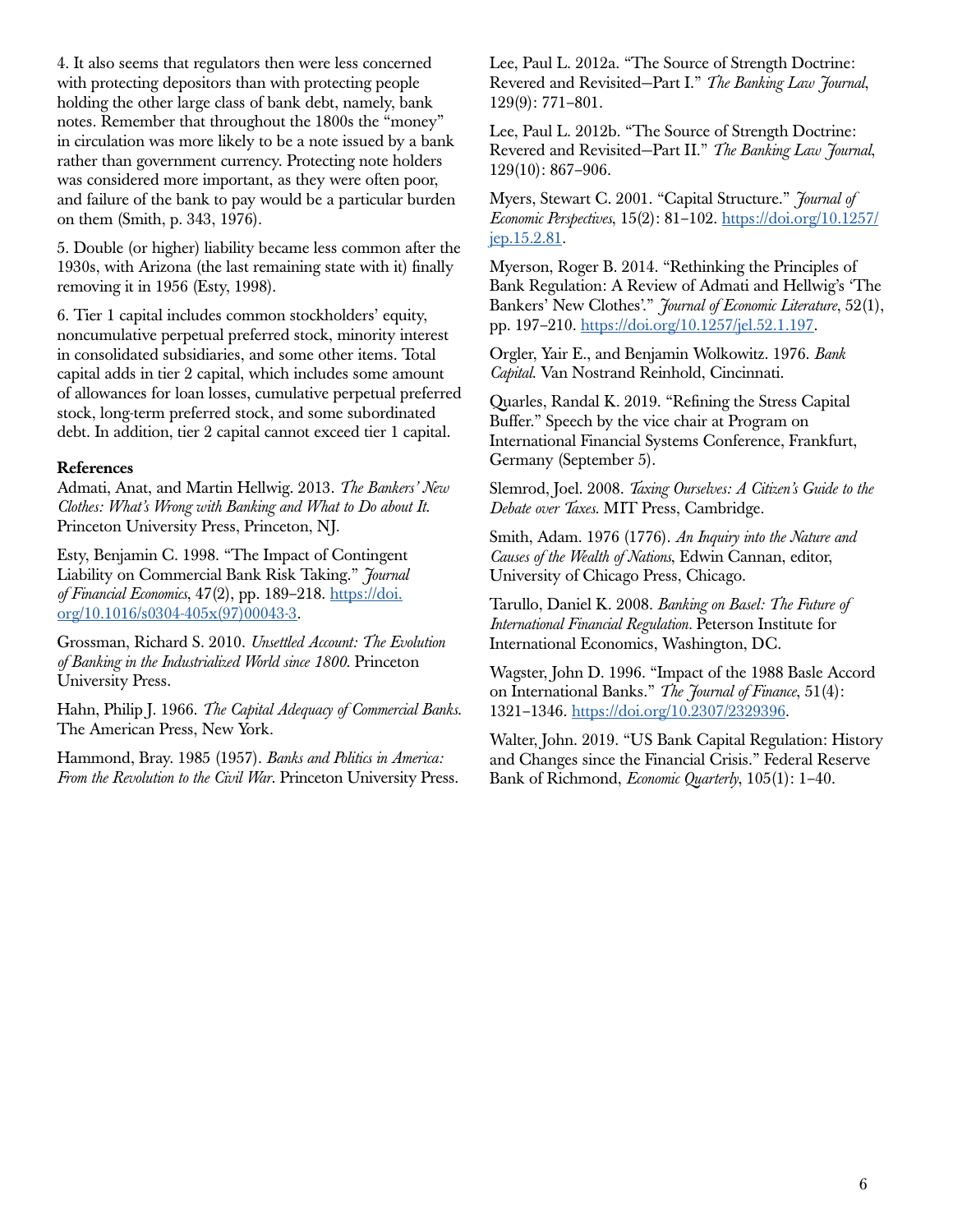4. It also seems that regulators then were less concerned with protecting depositors than with protecting people holding the other large class of bank debt, namely, bank notes. Remember that throughout the 1800s the "money" in circulation was more likely to be a note issued by a bank rather than government currency. Protecting note holders was considered more important, as they were often poor, and failure of the bank to pay would be a particular burden on them (Smith, p. 343, 1976).

5. Double (or higher) liability became less common after the 1930s, with Arizona (the last remaining state with it) finally removing it in 1956 (Esty, 1998).

6. Tier 1 capital includes common stockholders' equity, noncumulative perpetual preferred stock, minority interest in consolidated subsidiaries, and some other items. Total capital adds in tier 2 capital, which includes some amount of allowances for loan losses, cumulative perpetual preferred stock, long-term preferred stock, and some subordinated debt. In addition, tier 2 capital cannot exceed tier 1 capital.

**References**

Admati, Anat, and Martin Hellwig. 2013. *The Bankers' New Clothes: What's Wrong with Banking and What to Do about It.* Princeton University Press, Princeton, NJ.

Esty, Benjamin C. 1998. "The Impact of Contingent Liability on Commercial Bank Risk Taking." *Journal of Financial Economics*, 47(2), pp. 189–218. https://doi.org/10.1016/s0304-405x(97)00043-3.

Grossman, Richard S. 2010. *Unsettled Account: The Evolution of Banking in the Industrialized World since 1800.* Princeton University Press.

Hahn, Philip J. 1966. *The Capital Adequacy of Commercial Banks.* The American Press, New York.

Hammond, Bray. 1985 (1957). *Banks and Politics in America: From the Revolution to the Civil War*. Princeton University Press.

Lee, Paul L. 2012a. "The Source of Strength Doctrine: Revered and Revisited—Part I." *The Banking Law Journal*, 129(9): 771–801.

Lee, Paul L. 2012b. "The Source of Strength Doctrine: Revered and Revisited—Part II." *The Banking Law Journal*, 129(10): 867–906.

Myers, Stewart C. 2001. "Capital Structure." *Journal of Economic Perspectives*, 15(2): 81–102. https://doi.org/10.1257/jep.15.2.81.

Myerson, Roger B. 2014. "Rethinking the Principles of Bank Regulation: A Review of Admati and Hellwig's 'The Bankers' New Clothes'." *Journal of Economic Literature*, 52(1), pp. 197–210. https://doi.org/10.1257/jel.52.1.197.

Orgler, Yair E., and Benjamin Wolkowitz. 1976. *Bank Capital.* Van Nostrand Reinhold, Cincinnati.

Quarles, Randal K. 2019. "Refining the Stress Capital Buffer." Speech by the vice chair at Program on International Financial Systems Conference, Frankfurt, Germany (September 5).

Slemrod, Joel. 2008. *Taxing Ourselves: A Citizen's Guide to the Debate over Taxes.* MIT Press, Cambridge.

Smith, Adam. 1976 (1776). *An Inquiry into the Nature and Causes of the Wealth of Nations*, Edwin Cannan, editor, University of Chicago Press, Chicago.

Tarullo, Daniel K. 2008. *Banking on Basel: The Future of International Financial Regulation*. Peterson Institute for International Economics, Washington, DC.

Wagster, John D. 1996. "Impact of the 1988 Basle Accord on International Banks." *The Journal of Finance*, 51(4): 1321–1346. https://doi.org/10.2307/2329396.

Walter, John. 2019. "US Bank Capital Regulation: History and Changes since the Financial Crisis." Federal Reserve Bank of Richmond, *Economic Quarterly*, 105(1): 1–40.